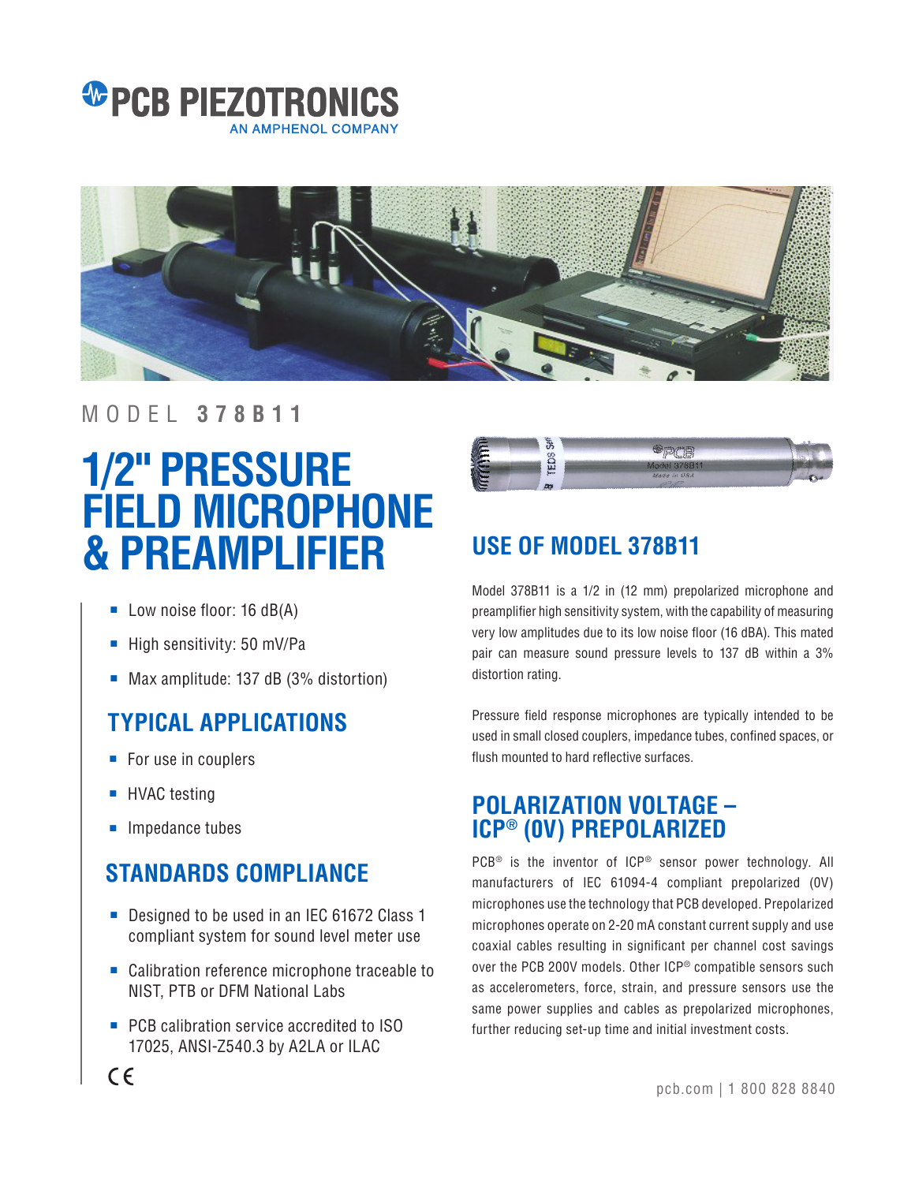# PCB PIEZOTRONICS

AN AMPHENOL COMPANY

MODEL **378B11**

# 1/2" PRESSURE FIELD MICROPHONE & PREAMPLIFIER

- Low noise floor: 16 dB(A)
- High sensitivity: 50 mV/Pa
- Max amplitude: 137 dB (3% distortion)

## TYPICAL APPLICATIONS

- For use in couplers
- HVAC testing
- Impedance tubes

## STANDARDS COMPLIANCE

- Designed to be used in an IEC 61672 Class 1 compliant system for sound level meter use
- Calibration reference microphone traceable to NIST, PTB or DFM National Labs
- PCB calibration service accredited to ISO 17025, ANSI-Z540.3 by A2LA or ILAC

CE

## USE OF MODEL 378B11

Model 378B11 is a 1/2 in (12 mm) prepolarized microphone and preamplifier high sensitivity system, with the capability of measuring very low amplitudes due to its low noise floor (16 dBA). This mated pair can measure sound pressure levels to 137 dB within a 3% distortion rating.

Pressure field response microphones are typically intended to be used in small closed couplers, impedance tubes, confined spaces, or flush mounted to hard reflective surfaces.

## POLARIZATION VOLTAGE – ICP® (0V) PREPOLARIZED

PCB® is the inventor of ICP® sensor power technology. All manufacturers of IEC 61094-4 compliant prepolarized (0V) microphones use the technology that PCB developed. Prepolarized microphones operate on 2-20 mA constant current supply and use coaxial cables resulting in significant per channel cost savings over the PCB 200V models. Other ICP® compatible sensors such as accelerometers, force, strain, and pressure sensors use the same power supplies and cables as prepolarized microphones, further reducing set-up time and initial investment costs.

pcb.com | 1 800 828 8840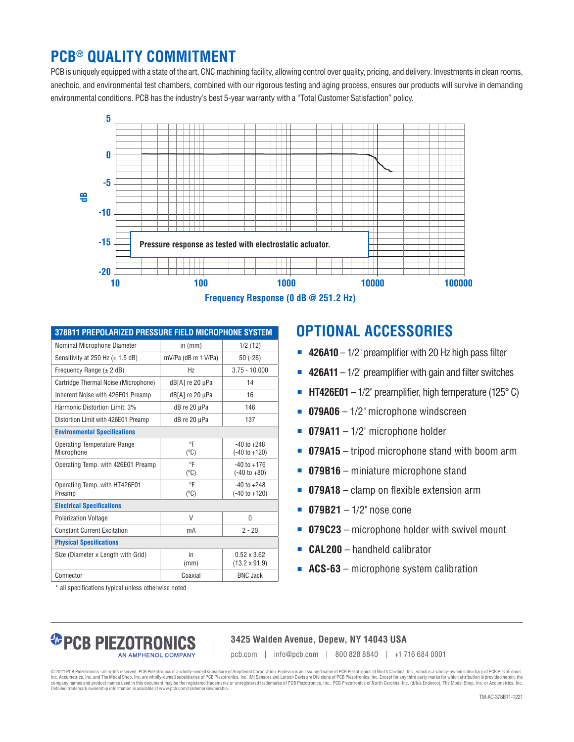# PCB® QUALITY COMMITMENT

PCB is uniquely equipped with a state of the art, CNC machining facility, allowing control over quality, pricing, and delivery. Investments in clean rooms, anechoic, and environmental test chambers, combined with our rigorous testing and aging process, ensures our products will survive in demanding environmental conditions. PCB has the industry's best 5-year warranty with a "Total Customer Satisfaction" policy.

5
0
-5
-10
-15
-20
dB
10
100
1000
10000
100000
Pressure response as tested with electrostatic actuator.
Frequency Response (0 dB @ 251.2 Hz)

| 378B11 PREPOLARIZED PRESSURE FIELD MICROPHONE SYSTEM | | |
|---|---|---|
| Nominal Microphone Diameter | in (mm) | 1/2 (12) |
| Sensitivity at 250 Hz (± 1.5 dB) | mV/Pa (dB re 1 V/Pa) | 50 (-26) |
| Frequency Range (± 2 dB) | Hz | 3.75 - 10,000 |
| Cartridge Thermal Noise (Microphone) | dB[A] re 20 µPa | 14 |
| Inherent Noise with 426E01 Preamp | dB[A] re 20 µPa | 16 |
| Harmonic Distortion Limit: 3% | dB re 20 µPa | 146 |
| Distortion Limit with 426E01 Preamp | dB re 20 µPa | 137 |
| **Environmental Specifications** | | |
| Operating Temperature Range Microphone | °F (°C) | -40 to +248 (-40 to +120) |
| Operating Temp. with 426E01 Preamp | °F (°C) | -40 to +176 (-40 to +80) |
| Operating Temp. with HT426E01 Preamp | °F (°C) | -40 to +248 (-40 to +120) |
| **Electrical Specifications** | | |
| Polarization Voltage | V | 0 |
| Constant Current Excitation | mA | 2 - 20 |
| **Physical Specifications** | | |
| Size (Diameter x Length with Grid) | in (mm) | 0.52 x 3.62 (13.2 x 91.9) |
| Connector | Coaxial | BNC Jack |

\* all specifications typical unless otherwise noted

# OPTIONAL ACCESSORIES

- **426A10** – 1/2" preamplifier with 20 Hz high pass filter
- **426A11** – 1/2" preamplifier with gain and filter switches
- **HT426E01** – 1/2" preamplifier, high temperature (125° C)
- **079A06** – 1/2" microphone windscreen
- **079A11** – 1/2" microphone holder
- **079A15** – tripod microphone stand with boom arm
- **079B16** – miniature microphone stand
- **079A18** – clamp on flexible extension arm
- **079B21** – 1/2" nose cone
- **079C23** – microphone holder with swivel mount
- **CAL200** – handheld calibrator
- **ACS-63** – microphone system calibration

PCB PIEZOTRONICS
AN AMPHENOL COMPANY

**3425 Walden Avenue, Depew, NY 14043 USA**

pcb.com | info@pcb.com | 800 828 8840 | +1 716 684 0001

© 2021 PCB Piezotronics - all rights reserved. PCB Piezotronics is a wholly-owned subsidiary of Amphenol Corporation. Endevco is an assumed name of PCB Piezotronics of North Carolina, Inc., which is a wholly-owned subsidiary of PCB Piezotronics, Inc. Accumetrics, Inc. and The Modal Shop, Inc. are wholly-owned subsidiaries of PCB Piezotronics, Inc. IMI Sensors and Larson Davis are Divisions of PCB Piezotronics, Inc. Except for any third party marks for which attribution is provided herein, the company names and product names used in this document may be the registered trademarks or unregistered trademarks of PCB Piezotronics, Inc., PCB Piezotronics of North Carolina, Inc. (d/b/a Endevco), The Modal Shop, Inc. or Accumetrics, Inc. Detailed trademark ownership information is available at www.pcb.com/trademarkownership.

TM-AC-378B11-1221